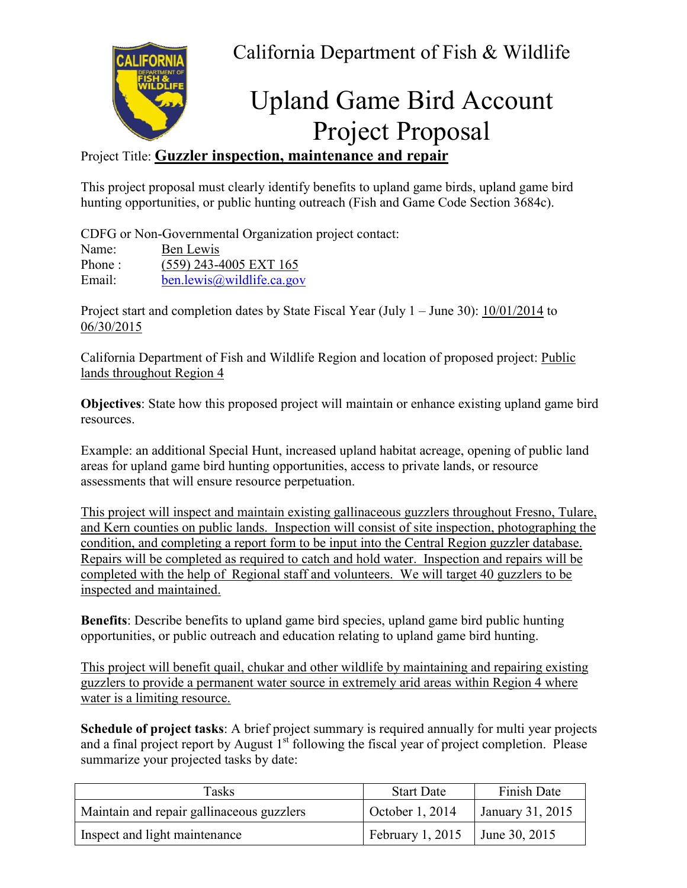California Department of Fish & Wildlife

# Upland Game Bird Account Project Proposal

Project Title: **Guzzler inspection, maintenance and repair**

This project proposal must clearly identify benefits to upland game birds, upland game bird hunting opportunities, or public hunting outreach (Fish and Game Code Section 3684c).

CDFG or Non-Governmental Organization project contact:
Name: Ben Lewis
Phone : (559) 243-4005 EXT 165
Email: ben.lewis@wildlife.ca.gov

Project start and completion dates by State Fiscal Year (July 1 – June 30): 10/01/2014 to 06/30/2015

California Department of Fish and Wildlife Region and location of proposed project: Public lands throughout Region 4

**Objectives**: State how this proposed project will maintain or enhance existing upland game bird resources.

Example: an additional Special Hunt, increased upland habitat acreage, opening of public land areas for upland game bird hunting opportunities, access to private lands, or resource assessments that will ensure resource perpetuation.

This project will inspect and maintain existing gallinaceous guzzlers throughout Fresno, Tulare, and Kern counties on public lands. Inspection will consist of site inspection, photographing the condition, and completing a report form to be input into the Central Region guzzler database. Repairs will be completed as required to catch and hold water. Inspection and repairs will be completed with the help of Regional staff and volunteers. We will target 40 guzzlers to be inspected and maintained.

**Benefits**: Describe benefits to upland game bird species, upland game bird public hunting opportunities, or public outreach and education relating to upland game bird hunting.

This project will benefit quail, chukar and other wildlife by maintaining and repairing existing guzzlers to provide a permanent water source in extremely arid areas within Region 4 where water is a limiting resource.

**Schedule of project tasks**: A brief project summary is required annually for multi year projects and a final project report by August 1st following the fiscal year of project completion. Please summarize your projected tasks by date:

| Tasks | Start Date | Finish Date |
|---|---|---|
| Maintain and repair gallinaceous guzzlers | October 1, 2014 | January 31, 2015 |
| Inspect and light maintenance | February 1, 2015 | June 30, 2015 |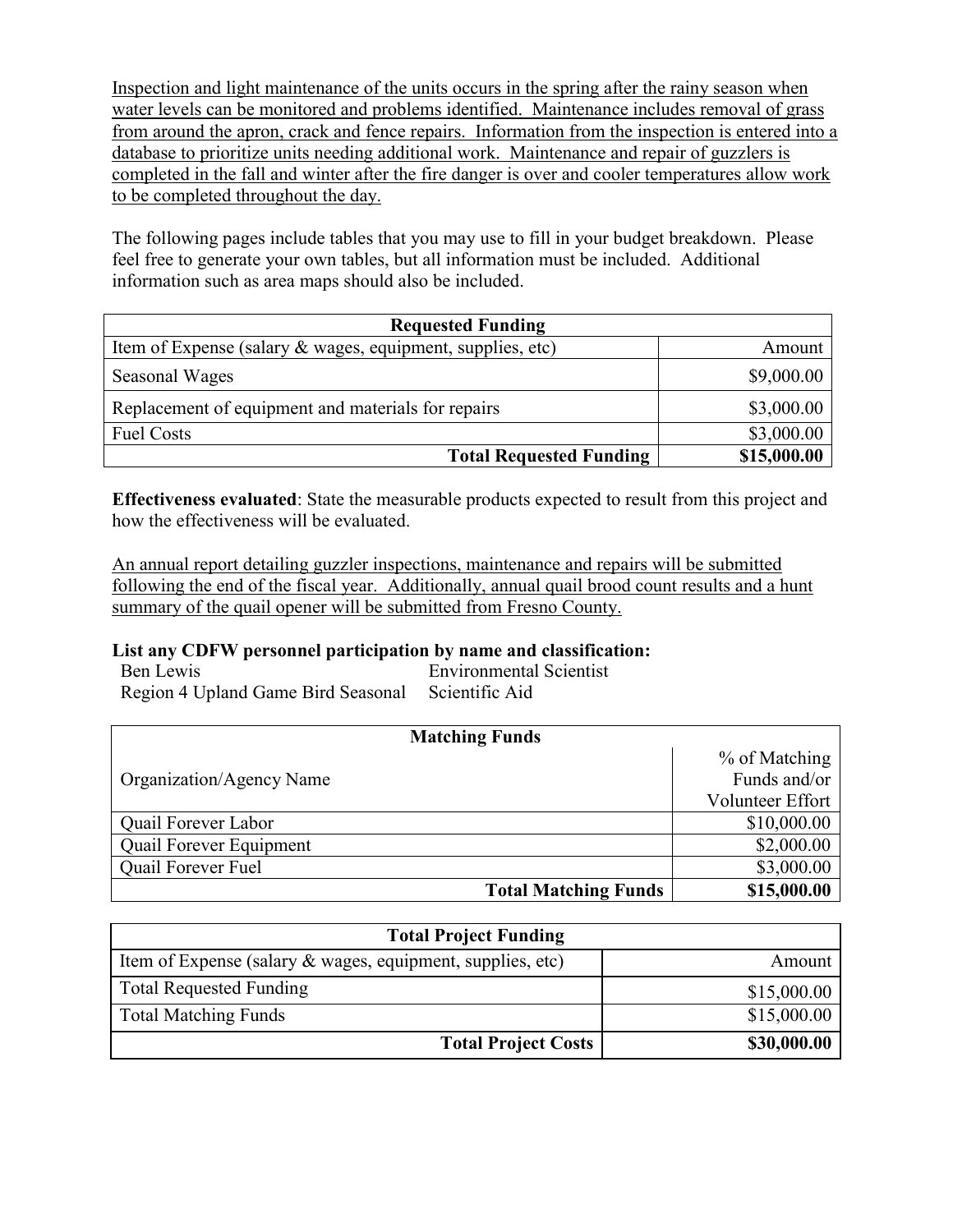Inspection and light maintenance of the units occurs in the spring after the rainy season when water levels can be monitored and problems identified. Maintenance includes removal of grass from around the apron, crack and fence repairs. Information from the inspection is entered into a database to prioritize units needing additional work. Maintenance and repair of guzzlers is completed in the fall and winter after the fire danger is over and cooler temperatures allow work to be completed throughout the day.

The following pages include tables that you may use to fill in your budget breakdown. Please feel free to generate your own tables, but all information must be included. Additional information such as area maps should also be included.

| Requested Funding | |
|---|---|
| Item of Expense (salary & wages, equipment, supplies, etc) | Amount |
| Seasonal Wages | $9,000.00 |
| Replacement of equipment and materials for repairs | $3,000.00 |
| Fuel Costs | $3,000.00 |
| **Total Requested Funding** | **$15,000.00** |

**Effectiveness evaluated**: State the measurable products expected to result from this project and how the effectiveness will be evaluated.

An annual report detailing guzzler inspections, maintenance and repairs will be submitted following the end of the fiscal year. Additionally, annual quail brood count results and a hunt summary of the quail opener will be submitted from Fresno County.

**List any CDFW personnel participation by name and classification:**

| | |
|---|---|
| Ben Lewis | Environmental Scientist |
| Region 4 Upland Game Bird Seasonal | Scientific Aid |

| Matching Funds | |
|---|---|
| Organization/Agency Name | % of Matching Funds and/or Volunteer Effort |
| Quail Forever Labor | $10,000.00 |
| Quail Forever Equipment | $2,000.00 |
| Quail Forever Fuel | $3,000.00 |
| **Total Matching Funds** | **$15,000.00** |

| Total Project Funding | |
|---|---|
| Item of Expense (salary & wages, equipment, supplies, etc) | Amount |
| Total Requested Funding | $15,000.00 |
| Total Matching Funds | $15,000.00 |
| **Total Project Costs** | **$30,000.00** |